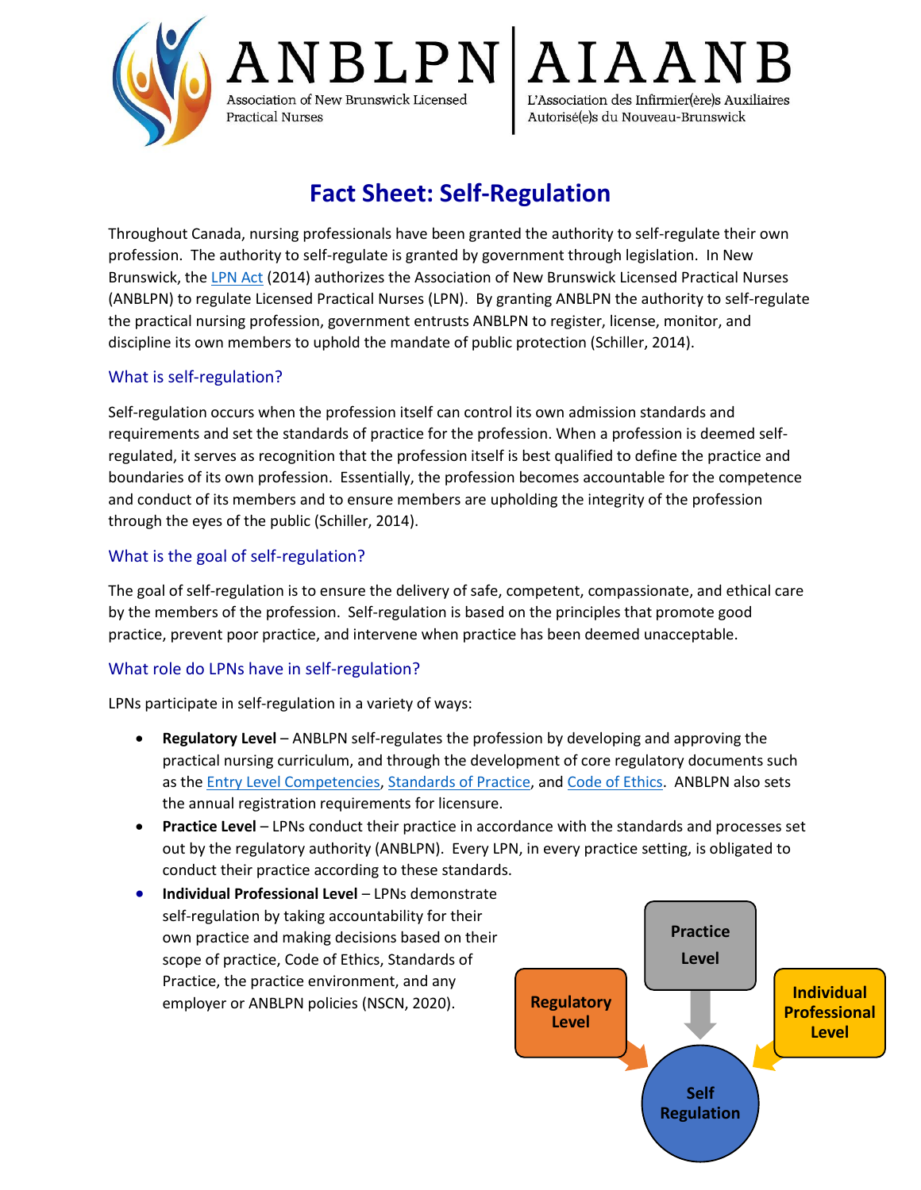ANBLPN | AIAANB

Association of New Brunswick Licensed Practical Nurses | L'Association des Infirmier(ère)s Auxiliaires Autorisé(e)s du Nouveau-Brunswick

# Fact Sheet: Self-Regulation

Throughout Canada, nursing professionals have been granted the authority to self-regulate their own profession. The authority to self-regulate is granted by government through legislation. In New Brunswick, the LPN Act (2014) authorizes the Association of New Brunswick Licensed Practical Nurses (ANBLPN) to regulate Licensed Practical Nurses (LPN). By granting ANBLPN the authority to self-regulate the practical nursing profession, government entrusts ANBLPN to register, license, monitor, and discipline its own members to uphold the mandate of public protection (Schiller, 2014).

## What is self-regulation?

Self-regulation occurs when the profession itself can control its own admission standards and requirements and set the standards of practice for the profession. When a profession is deemed self-regulated, it serves as recognition that the profession itself is best qualified to define the practice and boundaries of its own profession. Essentially, the profession becomes accountable for the competence and conduct of its members and to ensure members are upholding the integrity of the profession through the eyes of the public (Schiller, 2014).

## What is the goal of self-regulation?

The goal of self-regulation is to ensure the delivery of safe, competent, compassionate, and ethical care by the members of the profession. Self-regulation is based on the principles that promote good practice, prevent poor practice, and intervene when practice has been deemed unacceptable.

## What role do LPNs have in self-regulation?

LPNs participate in self-regulation in a variety of ways:

- **Regulatory Level** – ANBLPN self-regulates the profession by developing and approving the practical nursing curriculum, and through the development of core regulatory documents such as the Entry Level Competencies, Standards of Practice, and Code of Ethics. ANBLPN also sets the annual registration requirements for licensure.
- **Practice Level** – LPNs conduct their practice in accordance with the standards and processes set out by the regulatory authority (ANBLPN). Every LPN, in every practice setting, is obligated to conduct their practice according to these standards.
- **Individual Professional Level** – LPNs demonstrate self-regulation by taking accountability for their own practice and making decisions based on their scope of practice, Code of Ethics, Standards of Practice, the practice environment, and any employer or ANBLPN policies (NSCN, 2020).

Regulatory Level → Self Regulation ← Practice Level ← Individual Professional Level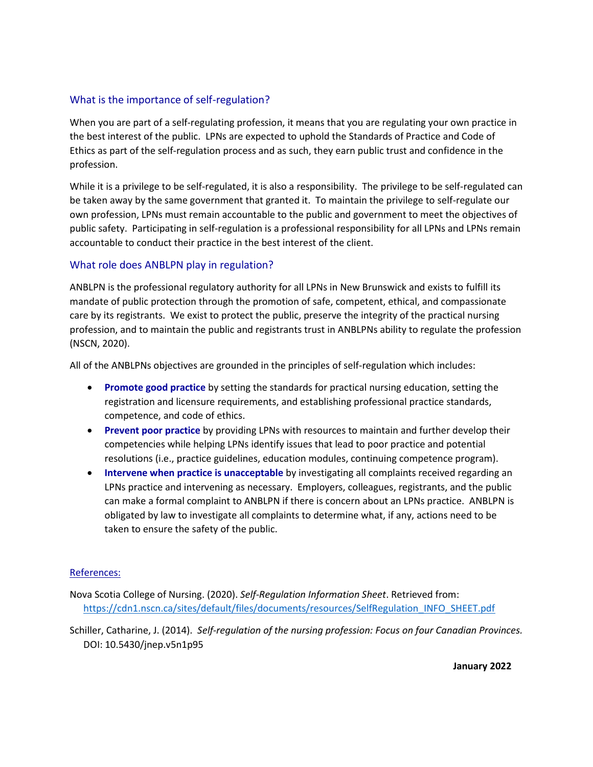## What is the importance of self-regulation?

When you are part of a self-regulating profession, it means that you are regulating your own practice in the best interest of the public. LPNs are expected to uphold the Standards of Practice and Code of Ethics as part of the self-regulation process and as such, they earn public trust and confidence in the profession.

While it is a privilege to be self-regulated, it is also a responsibility. The privilege to be self-regulated can be taken away by the same government that granted it. To maintain the privilege to self-regulate our own profession, LPNs must remain accountable to the public and government to meet the objectives of public safety. Participating in self-regulation is a professional responsibility for all LPNs and LPNs remain accountable to conduct their practice in the best interest of the client.

## What role does ANBLPN play in regulation?

ANBLPN is the professional regulatory authority for all LPNs in New Brunswick and exists to fulfill its mandate of public protection through the promotion of safe, competent, ethical, and compassionate care by its registrants. We exist to protect the public, preserve the integrity of the practical nursing profession, and to maintain the public and registrants trust in ANBLPNs ability to regulate the profession (NSCN, 2020).

All of the ANBLPNs objectives are grounded in the principles of self-regulation which includes:

- **Promote good practice** by setting the standards for practical nursing education, setting the registration and licensure requirements, and establishing professional practice standards, competence, and code of ethics.
- **Prevent poor practice** by providing LPNs with resources to maintain and further develop their competencies while helping LPNs identify issues that lead to poor practice and potential resolutions (i.e., practice guidelines, education modules, continuing competence program).
- **Intervene when practice is unacceptable** by investigating all complaints received regarding an LPNs practice and intervening as necessary. Employers, colleagues, registrants, and the public can make a formal complaint to ANBLPN if there is concern about an LPNs practice. ANBLPN is obligated by law to investigate all complaints to determine what, if any, actions need to be taken to ensure the safety of the public.

### References:

Nova Scotia College of Nursing. (2020). *Self-Regulation Information Sheet*. Retrieved from: https://cdn1.nscn.ca/sites/default/files/documents/resources/SelfRegulation_INFO_SHEET.pdf

Schiller, Catharine, J. (2014). *Self-regulation of the nursing profession: Focus on four Canadian Provinces.* DOI: 10.5430/jnep.v5n1p95

**January 2022**